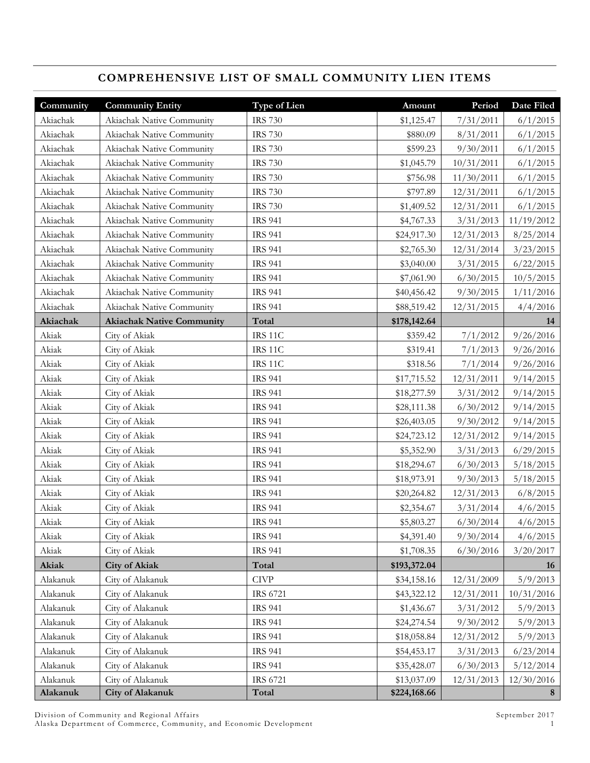# COMPREHENSIVE LIST OF SMALL COMMUNITY LIEN ITEMS

| Community | Community Entity | Type of Lien | Amount | Period | Date Filed |
|---|---|---|---|---|---|
| Akiachak | Akiachak Native Community | IRS 730 | $1,125.47 | 7/31/2011 | 6/1/2015 |
| Akiachak | Akiachak Native Community | IRS 730 | $880.09 | 8/31/2011 | 6/1/2015 |
| Akiachak | Akiachak Native Community | IRS 730 | $599.23 | 9/30/2011 | 6/1/2015 |
| Akiachak | Akiachak Native Community | IRS 730 | $1,045.79 | 10/31/2011 | 6/1/2015 |
| Akiachak | Akiachak Native Community | IRS 730 | $756.98 | 11/30/2011 | 6/1/2015 |
| Akiachak | Akiachak Native Community | IRS 730 | $797.89 | 12/31/2011 | 6/1/2015 |
| Akiachak | Akiachak Native Community | IRS 730 | $1,409.52 | 12/31/2011 | 6/1/2015 |
| Akiachak | Akiachak Native Community | IRS 941 | $4,767.33 | 3/31/2013 | 11/19/2012 |
| Akiachak | Akiachak Native Community | IRS 941 | $24,917.30 | 12/31/2013 | 8/25/2014 |
| Akiachak | Akiachak Native Community | IRS 941 | $2,765.30 | 12/31/2014 | 3/23/2015 |
| Akiachak | Akiachak Native Community | IRS 941 | $3,040.00 | 3/31/2015 | 6/22/2015 |
| Akiachak | Akiachak Native Community | IRS 941 | $7,061.90 | 6/30/2015 | 10/5/2015 |
| Akiachak | Akiachak Native Community | IRS 941 | $40,456.42 | 9/30/2015 | 1/11/2016 |
| Akiachak | Akiachak Native Community | IRS 941 | $88,519.42 | 12/31/2015 | 4/4/2016 |
| **Akiachak** | **Akiachak Native Community** | **Total** | **$178,142.64** | | **14** |
| Akiak | City of Akiak | IRS 11C | $359.42 | 7/1/2012 | 9/26/2016 |
| Akiak | City of Akiak | IRS 11C | $319.41 | 7/1/2013 | 9/26/2016 |
| Akiak | City of Akiak | IRS 11C | $318.56 | 7/1/2014 | 9/26/2016 |
| Akiak | City of Akiak | IRS 941 | $17,715.52 | 12/31/2011 | 9/14/2015 |
| Akiak | City of Akiak | IRS 941 | $18,277.59 | 3/31/2012 | 9/14/2015 |
| Akiak | City of Akiak | IRS 941 | $28,111.38 | 6/30/2012 | 9/14/2015 |
| Akiak | City of Akiak | IRS 941 | $26,403.05 | 9/30/2012 | 9/14/2015 |
| Akiak | City of Akiak | IRS 941 | $24,723.12 | 12/31/2012 | 9/14/2015 |
| Akiak | City of Akiak | IRS 941 | $5,352.90 | 3/31/2013 | 6/29/2015 |
| Akiak | City of Akiak | IRS 941 | $18,294.67 | 6/30/2013 | 5/18/2015 |
| Akiak | City of Akiak | IRS 941 | $18,973.91 | 9/30/2013 | 5/18/2015 |
| Akiak | City of Akiak | IRS 941 | $20,264.82 | 12/31/2013 | 6/8/2015 |
| Akiak | City of Akiak | IRS 941 | $2,354.67 | 3/31/2014 | 4/6/2015 |
| Akiak | City of Akiak | IRS 941 | $5,803.27 | 6/30/2014 | 4/6/2015 |
| Akiak | City of Akiak | IRS 941 | $4,391.40 | 9/30/2014 | 4/6/2015 |
| Akiak | City of Akiak | IRS 941 | $1,708.35 | 6/30/2016 | 3/20/2017 |
| **Akiak** | **City of Akiak** | **Total** | **$193,372.04** | | **16** |
| Alakanuk | City of Alakanuk | CIVP | $34,158.16 | 12/31/2009 | 5/9/2013 |
| Alakanuk | City of Alakanuk | IRS 6721 | $43,322.12 | 12/31/2011 | 10/31/2016 |
| Alakanuk | City of Alakanuk | IRS 941 | $1,436.67 | 3/31/2012 | 5/9/2013 |
| Alakanuk | City of Alakanuk | IRS 941 | $24,274.54 | 9/30/2012 | 5/9/2013 |
| Alakanuk | City of Alakanuk | IRS 941 | $18,058.84 | 12/31/2012 | 5/9/2013 |
| Alakanuk | City of Alakanuk | IRS 941 | $54,453.17 | 3/31/2013 | 6/23/2014 |
| Alakanuk | City of Alakanuk | IRS 941 | $35,428.07 | 6/30/2013 | 5/12/2014 |
| Alakanuk | City of Alakanuk | IRS 6721 | $13,037.09 | 12/31/2013 | 12/30/2016 |
| **Alakanuk** | **City of Alakanuk** | **Total** | **$224,168.66** | | **8** |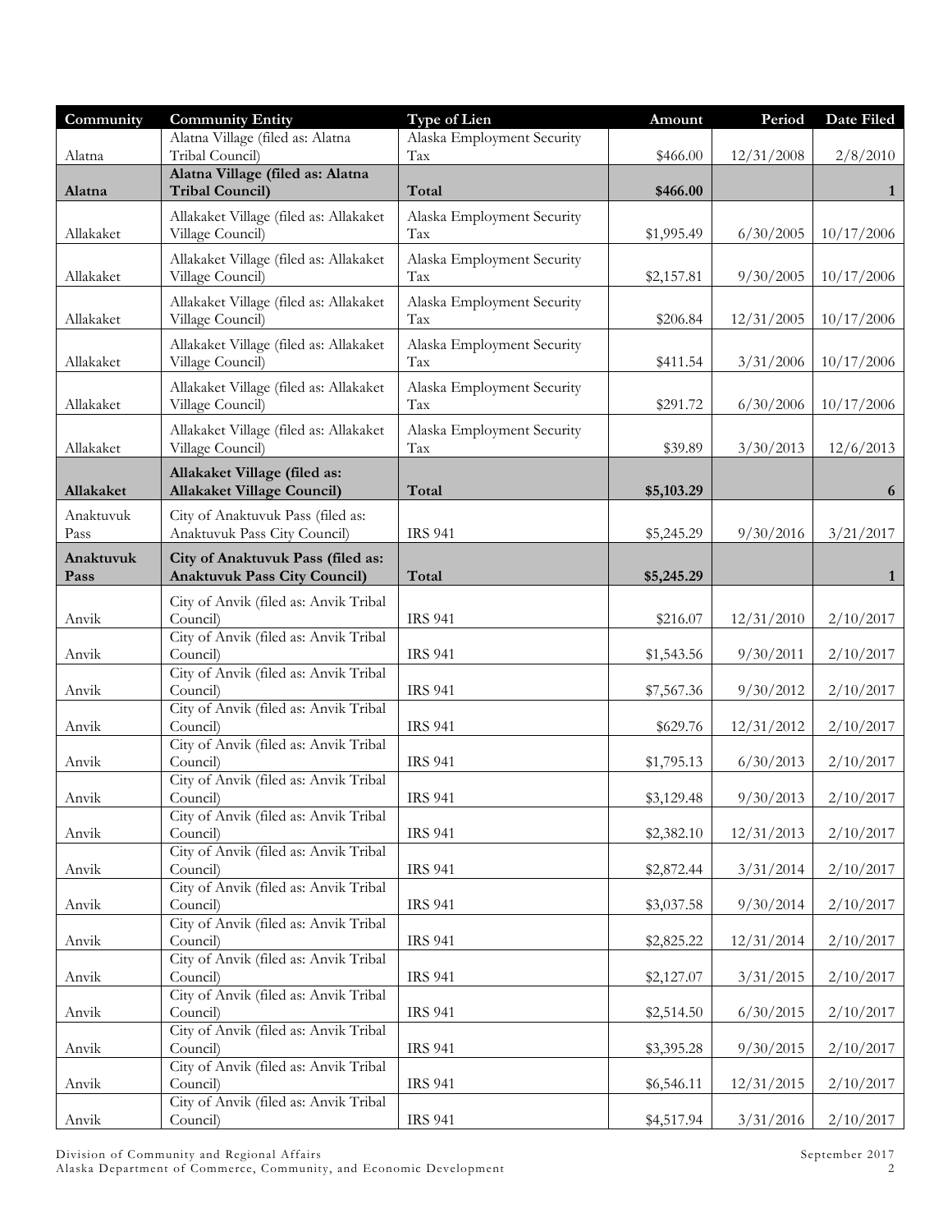| Community | Community Entity | Type of Lien | Amount | Period | Date Filed |
|---|---|---|---|---|---|
| Alatna | Alatna Village (filed as: Alatna Tribal Council) | Alaska Employment Security Tax | $466.00 | 12/31/2008 | 2/8/2010 |
| **Alatna** | **Alatna Village (filed as: Alatna Tribal Council)** | **Total** | **$466.00** | | **1** |
| Allakaket | Allakaket Village (filed as: Allakaket Village Council) | Alaska Employment Security Tax | $1,995.49 | 6/30/2005 | 10/17/2006 |
| Allakaket | Allakaket Village (filed as: Allakaket Village Council) | Alaska Employment Security Tax | $2,157.81 | 9/30/2005 | 10/17/2006 |
| Allakaket | Allakaket Village (filed as: Allakaket Village Council) | Alaska Employment Security Tax | $206.84 | 12/31/2005 | 10/17/2006 |
| Allakaket | Allakaket Village (filed as: Allakaket Village Council) | Alaska Employment Security Tax | $411.54 | 3/31/2006 | 10/17/2006 |
| Allakaket | Allakaket Village (filed as: Allakaket Village Council) | Alaska Employment Security Tax | $291.72 | 6/30/2006 | 10/17/2006 |
| Allakaket | Allakaket Village (filed as: Allakaket Village Council) | Alaska Employment Security Tax | $39.89 | 3/30/2013 | 12/6/2013 |
| **Allakaket** | **Allakaket Village (filed as: Allakaket Village Council)** | **Total** | **$5,103.29** | | **6** |
| Anaktuvuk Pass | City of Anaktuvuk Pass (filed as: Anaktuvuk Pass City Council) | IRS 941 | $5,245.29 | 9/30/2016 | 3/21/2017 |
| **Anaktuvuk Pass** | **City of Anaktuvuk Pass (filed as: Anaktuvuk Pass City Council)** | **Total** | **$5,245.29** | | **1** |
| Anvik | City of Anvik (filed as: Anvik Tribal Council) | IRS 941 | $216.07 | 12/31/2010 | 2/10/2017 |
| Anvik | City of Anvik (filed as: Anvik Tribal Council) | IRS 941 | $1,543.56 | 9/30/2011 | 2/10/2017 |
| Anvik | City of Anvik (filed as: Anvik Tribal Council) | IRS 941 | $7,567.36 | 9/30/2012 | 2/10/2017 |
| Anvik | City of Anvik (filed as: Anvik Tribal Council) | IRS 941 | $629.76 | 12/31/2012 | 2/10/2017 |
| Anvik | City of Anvik (filed as: Anvik Tribal Council) | IRS 941 | $1,795.13 | 6/30/2013 | 2/10/2017 |
| Anvik | City of Anvik (filed as: Anvik Tribal Council) | IRS 941 | $3,129.48 | 9/30/2013 | 2/10/2017 |
| Anvik | City of Anvik (filed as: Anvik Tribal Council) | IRS 941 | $2,382.10 | 12/31/2013 | 2/10/2017 |
| Anvik | City of Anvik (filed as: Anvik Tribal Council) | IRS 941 | $2,872.44 | 3/31/2014 | 2/10/2017 |
| Anvik | City of Anvik (filed as: Anvik Tribal Council) | IRS 941 | $3,037.58 | 9/30/2014 | 2/10/2017 |
| Anvik | City of Anvik (filed as: Anvik Tribal Council) | IRS 941 | $2,825.22 | 12/31/2014 | 2/10/2017 |
| Anvik | City of Anvik (filed as: Anvik Tribal Council) | IRS 941 | $2,127.07 | 3/31/2015 | 2/10/2017 |
| Anvik | City of Anvik (filed as: Anvik Tribal Council) | IRS 941 | $2,514.50 | 6/30/2015 | 2/10/2017 |
| Anvik | City of Anvik (filed as: Anvik Tribal Council) | IRS 941 | $3,395.28 | 9/30/2015 | 2/10/2017 |
| Anvik | City of Anvik (filed as: Anvik Tribal Council) | IRS 941 | $6,546.11 | 12/31/2015 | 2/10/2017 |
| Anvik | City of Anvik (filed as: Anvik Tribal Council) | IRS 941 | $4,517.94 | 3/31/2016 | 2/10/2017 |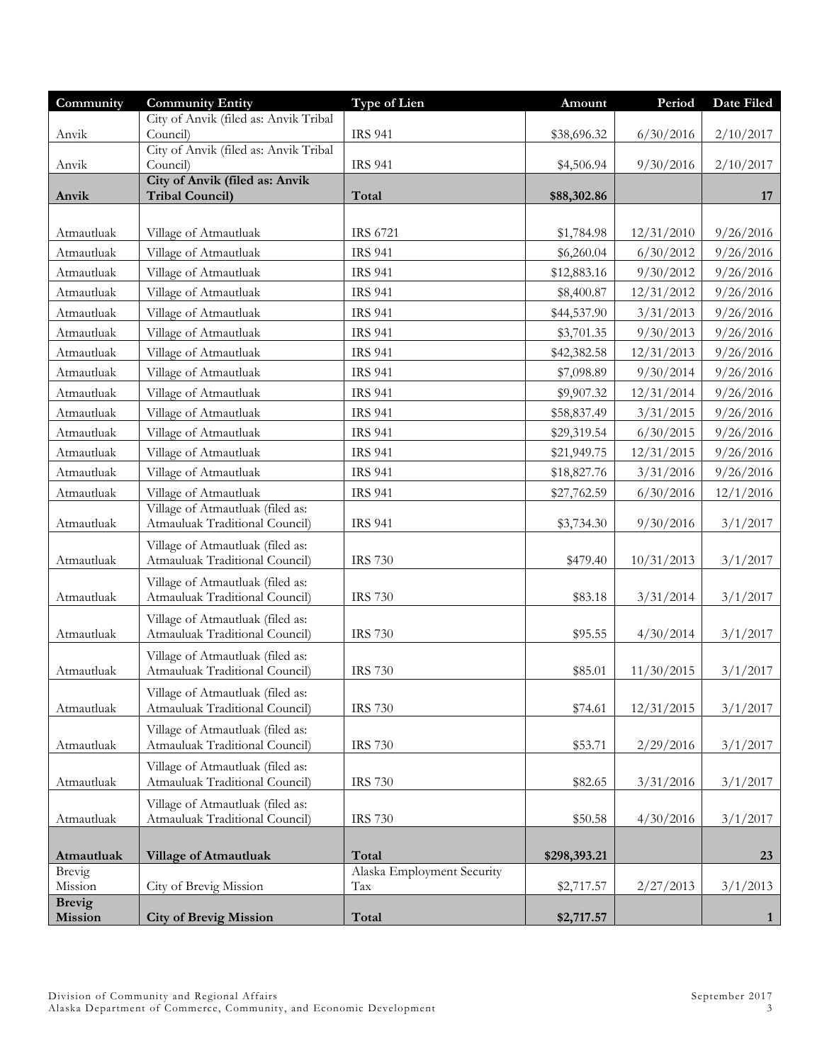| Community | Community Entity | Type of Lien | Amount | Period | Date Filed |
|---|---|---|---|---|---|
| Anvik | City of Anvik (filed as: Anvik Tribal Council) | IRS 941 | $38,696.32 | 6/30/2016 | 2/10/2017 |
| Anvik | City of Anvik (filed as: Anvik Tribal Council) | IRS 941 | $4,506.94 | 9/30/2016 | 2/10/2017 |
| **Anvik** | **City of Anvik (filed as: Anvik Tribal Council)** | **Total** | **$88,302.86** | | **17** |
| | | | | | |
| Atmautluak | Village of Atmautluak | IRS 6721 | $1,784.98 | 12/31/2010 | 9/26/2016 |
| Atmautluak | Village of Atmautluak | IRS 941 | $6,260.04 | 6/30/2012 | 9/26/2016 |
| Atmautluak | Village of Atmautluak | IRS 941 | $12,883.16 | 9/30/2012 | 9/26/2016 |
| Atmautluak | Village of Atmautluak | IRS 941 | $8,400.87 | 12/31/2012 | 9/26/2016 |
| Atmautluak | Village of Atmautluak | IRS 941 | $44,537.90 | 3/31/2013 | 9/26/2016 |
| Atmautluak | Village of Atmautluak | IRS 941 | $3,701.35 | 9/30/2013 | 9/26/2016 |
| Atmautluak | Village of Atmautluak | IRS 941 | $42,382.58 | 12/31/2013 | 9/26/2016 |
| Atmautluak | Village of Atmautluak | IRS 941 | $7,098.89 | 9/30/2014 | 9/26/2016 |
| Atmautluak | Village of Atmautluak | IRS 941 | $9,907.32 | 12/31/2014 | 9/26/2016 |
| Atmautluak | Village of Atmautluak | IRS 941 | $58,837.49 | 3/31/2015 | 9/26/2016 |
| Atmautluak | Village of Atmautluak | IRS 941 | $29,319.54 | 6/30/2015 | 9/26/2016 |
| Atmautluak | Village of Atmautluak | IRS 941 | $21,949.75 | 12/31/2015 | 9/26/2016 |
| Atmautluak | Village of Atmautluak | IRS 941 | $18,827.76 | 3/31/2016 | 9/26/2016 |
| Atmautluak | Village of Atmautluak | IRS 941 | $27,762.59 | 6/30/2016 | 12/1/2016 |
| Atmautluak | Village of Atmautluak (filed as: Atmauluak Traditional Council) | IRS 941 | $3,734.30 | 9/30/2016 | 3/1/2017 |
| Atmautluak | Village of Atmautluak (filed as: Atmauluak Traditional Council) | IRS 730 | $479.40 | 10/31/2013 | 3/1/2017 |
| Atmautluak | Village of Atmautluak (filed as: Atmauluak Traditional Council) | IRS 730 | $83.18 | 3/31/2014 | 3/1/2017 |
| Atmautluak | Village of Atmautluak (filed as: Atmauluak Traditional Council) | IRS 730 | $95.55 | 4/30/2014 | 3/1/2017 |
| Atmautluak | Village of Atmautluak (filed as: Atmauluak Traditional Council) | IRS 730 | $85.01 | 11/30/2015 | 3/1/2017 |
| Atmautluak | Village of Atmautluak (filed as: Atmauluak Traditional Council) | IRS 730 | $74.61 | 12/31/2015 | 3/1/2017 |
| Atmautluak | Village of Atmautluak (filed as: Atmauluak Traditional Council) | IRS 730 | $53.71 | 2/29/2016 | 3/1/2017 |
| Atmautluak | Village of Atmautluak (filed as: Atmauluak Traditional Council) | IRS 730 | $82.65 | 3/31/2016 | 3/1/2017 |
| Atmautluak | Village of Atmautluak (filed as: Atmauluak Traditional Council) | IRS 730 | $50.58 | 4/30/2016 | 3/1/2017 |
| **Atmautluak** | **Village of Atmautluak** | **Total** | **$298,393.21** | | **23** |
| Brevig Mission | City of Brevig Mission | Alaska Employment Security Tax | $2,717.57 | 2/27/2013 | 3/1/2013 |
| **Brevig Mission** | **City of Brevig Mission** | **Total** | **$2,717.57** | | **1** |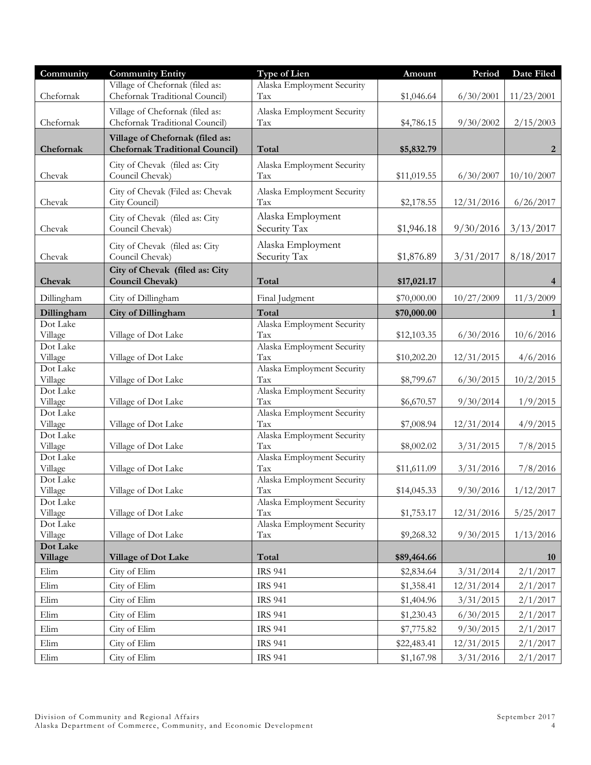| Community | Community Entity | Type of Lien | Amount | Period | Date Filed |
|---|---|---|---|---|---|
| Chefornak | Village of Chefornak (filed as: Chefornak Traditional Council) | Alaska Employment Security Tax | $1,046.64 | 6/30/2001 | 11/23/2001 |
| Chefornak | Village of Chefornak (filed as: Chefornak Traditional Council) | Alaska Employment Security Tax | $4,786.15 | 9/30/2002 | 2/15/2003 |
| **Chefornak** | **Village of Chefornak (filed as: Chefornak Traditional Council)** | **Total** | **$5,832.79** | | **2** |
| Chevak | City of Chevak (filed as: City Council Chevak) | Alaska Employment Security Tax | $11,019.55 | 6/30/2007 | 10/10/2007 |
| Chevak | City of Chevak (Filed as: Chevak City Council) | Alaska Employment Security Tax | $2,178.55 | 12/31/2016 | 6/26/2017 |
| Chevak | City of Chevak (filed as: City Council Chevak) | Alaska Employment Security Tax | $1,946.18 | 9/30/2016 | 3/13/2017 |
| Chevak | City of Chevak (filed as: City Council Chevak) | Alaska Employment Security Tax | $1,876.89 | 3/31/2017 | 8/18/2017 |
| **Chevak** | **City of Chevak (filed as: City Council Chevak)** | **Total** | **$17,021.17** | | **4** |
| Dillingham | City of Dillingham | Final Judgment | $70,000.00 | 10/27/2009 | 11/3/2009 |
| **Dillingham** | **City of Dillingham** | **Total** | **$70,000.00** | | **1** |
| Dot Lake Village | Village of Dot Lake | Alaska Employment Security Tax | $12,103.35 | 6/30/2016 | 10/6/2016 |
| Dot Lake Village | Village of Dot Lake | Alaska Employment Security Tax | $10,202.20 | 12/31/2015 | 4/6/2016 |
| Dot Lake Village | Village of Dot Lake | Alaska Employment Security Tax | $8,799.67 | 6/30/2015 | 10/2/2015 |
| Dot Lake Village | Village of Dot Lake | Alaska Employment Security Tax | $6,670.57 | 9/30/2014 | 1/9/2015 |
| Dot Lake Village | Village of Dot Lake | Alaska Employment Security Tax | $7,008.94 | 12/31/2014 | 4/9/2015 |
| Dot Lake Village | Village of Dot Lake | Alaska Employment Security Tax | $8,002.02 | 3/31/2015 | 7/8/2015 |
| Dot Lake Village | Village of Dot Lake | Alaska Employment Security Tax | $11,611.09 | 3/31/2016 | 7/8/2016 |
| Dot Lake Village | Village of Dot Lake | Alaska Employment Security Tax | $14,045.33 | 9/30/2016 | 1/12/2017 |
| Dot Lake Village | Village of Dot Lake | Alaska Employment Security Tax | $1,753.17 | 12/31/2016 | 5/25/2017 |
| Dot Lake Village | Village of Dot Lake | Alaska Employment Security Tax | $9,268.32 | 9/30/2015 | 1/13/2016 |
| **Dot Lake Village** | **Village of Dot Lake** | **Total** | **$89,464.66** | | **10** |
| Elim | City of Elim | IRS 941 | $2,834.64 | 3/31/2014 | 2/1/2017 |
| Elim | City of Elim | IRS 941 | $1,358.41 | 12/31/2014 | 2/1/2017 |
| Elim | City of Elim | IRS 941 | $1,404.96 | 3/31/2015 | 2/1/2017 |
| Elim | City of Elim | IRS 941 | $1,230.43 | 6/30/2015 | 2/1/2017 |
| Elim | City of Elim | IRS 941 | $7,775.82 | 9/30/2015 | 2/1/2017 |
| Elim | City of Elim | IRS 941 | $22,483.41 | 12/31/2015 | 2/1/2017 |
| Elim | City of Elim | IRS 941 | $1,167.98 | 3/31/2016 | 2/1/2017 |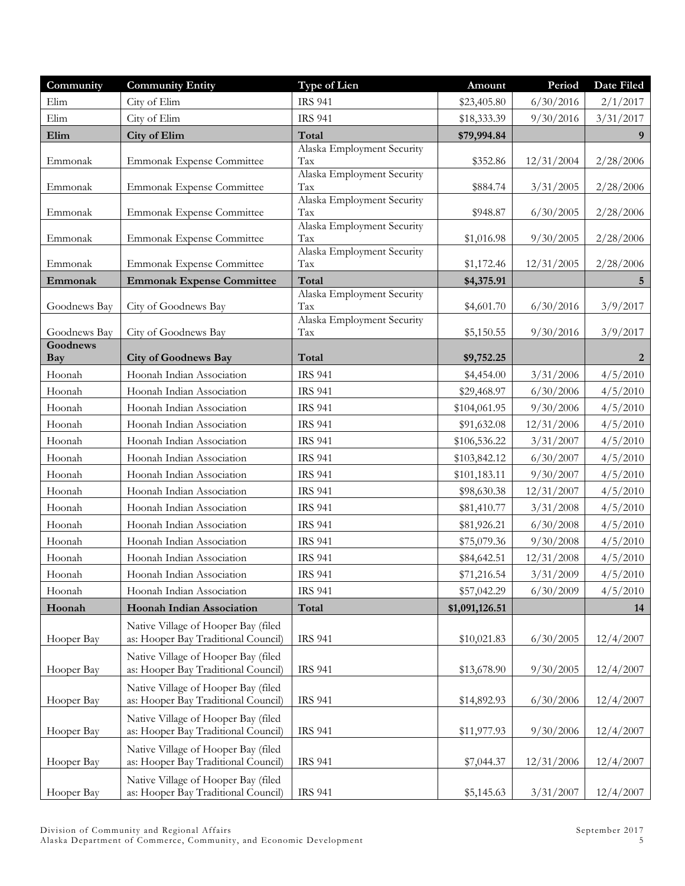| Community | Community Entity | Type of Lien | Amount | Period | Date Filed |
|---|---|---|---|---|---|
| Elim | City of Elim | IRS 941 | $23,405.80 | 6/30/2016 | 2/1/2017 |
| Elim | City of Elim | IRS 941 | $18,333.39 | 9/30/2016 | 3/31/2017 |
| **Elim** | **City of Elim** | **Total** | **$79,994.84** | | **9** |
| Emmonak | Emmonak Expense Committee | Alaska Employment Security Tax | $352.86 | 12/31/2004 | 2/28/2006 |
| Emmonak | Emmonak Expense Committee | Alaska Employment Security Tax | $884.74 | 3/31/2005 | 2/28/2006 |
| Emmonak | Emmonak Expense Committee | Alaska Employment Security Tax | $948.87 | 6/30/2005 | 2/28/2006 |
| Emmonak | Emmonak Expense Committee | Alaska Employment Security Tax | $1,016.98 | 9/30/2005 | 2/28/2006 |
| Emmonak | Emmonak Expense Committee | Alaska Employment Security Tax | $1,172.46 | 12/31/2005 | 2/28/2006 |
| **Emmonak** | **Emmonak Expense Committee** | **Total** | **$4,375.91** | | **5** |
| Goodnews Bay | City of Goodnews Bay | Alaska Employment Security Tax | $4,601.70 | 6/30/2016 | 3/9/2017 |
| Goodnews Bay | City of Goodnews Bay | Alaska Employment Security Tax | $5,150.55 | 9/30/2016 | 3/9/2017 |
| **Goodnews Bay** | **City of Goodnews Bay** | **Total** | **$9,752.25** | | **2** |
| Hoonah | Hoonah Indian Association | IRS 941 | $4,454.00 | 3/31/2006 | 4/5/2010 |
| Hoonah | Hoonah Indian Association | IRS 941 | $29,468.97 | 6/30/2006 | 4/5/2010 |
| Hoonah | Hoonah Indian Association | IRS 941 | $104,061.95 | 9/30/2006 | 4/5/2010 |
| Hoonah | Hoonah Indian Association | IRS 941 | $91,632.08 | 12/31/2006 | 4/5/2010 |
| Hoonah | Hoonah Indian Association | IRS 941 | $106,536.22 | 3/31/2007 | 4/5/2010 |
| Hoonah | Hoonah Indian Association | IRS 941 | $103,842.12 | 6/30/2007 | 4/5/2010 |
| Hoonah | Hoonah Indian Association | IRS 941 | $101,183.11 | 9/30/2007 | 4/5/2010 |
| Hoonah | Hoonah Indian Association | IRS 941 | $98,630.38 | 12/31/2007 | 4/5/2010 |
| Hoonah | Hoonah Indian Association | IRS 941 | $81,410.77 | 3/31/2008 | 4/5/2010 |
| Hoonah | Hoonah Indian Association | IRS 941 | $81,926.21 | 6/30/2008 | 4/5/2010 |
| Hoonah | Hoonah Indian Association | IRS 941 | $75,079.36 | 9/30/2008 | 4/5/2010 |
| Hoonah | Hoonah Indian Association | IRS 941 | $84,642.51 | 12/31/2008 | 4/5/2010 |
| Hoonah | Hoonah Indian Association | IRS 941 | $71,216.54 | 3/31/2009 | 4/5/2010 |
| Hoonah | Hoonah Indian Association | IRS 941 | $57,042.29 | 6/30/2009 | 4/5/2010 |
| **Hoonah** | **Hoonah Indian Association** | **Total** | **$1,091,126.51** | | **14** |
| Hooper Bay | Native Village of Hooper Bay (filed as: Hooper Bay Traditional Council) | IRS 941 | $10,021.83 | 6/30/2005 | 12/4/2007 |
| Hooper Bay | Native Village of Hooper Bay (filed as: Hooper Bay Traditional Council) | IRS 941 | $13,678.90 | 9/30/2005 | 12/4/2007 |
| Hooper Bay | Native Village of Hooper Bay (filed as: Hooper Bay Traditional Council) | IRS 941 | $14,892.93 | 6/30/2006 | 12/4/2007 |
| Hooper Bay | Native Village of Hooper Bay (filed as: Hooper Bay Traditional Council) | IRS 941 | $11,977.93 | 9/30/2006 | 12/4/2007 |
| Hooper Bay | Native Village of Hooper Bay (filed as: Hooper Bay Traditional Council) | IRS 941 | $7,044.37 | 12/31/2006 | 12/4/2007 |
| Hooper Bay | Native Village of Hooper Bay (filed as: Hooper Bay Traditional Council) | IRS 941 | $5,145.63 | 3/31/2007 | 12/4/2007 |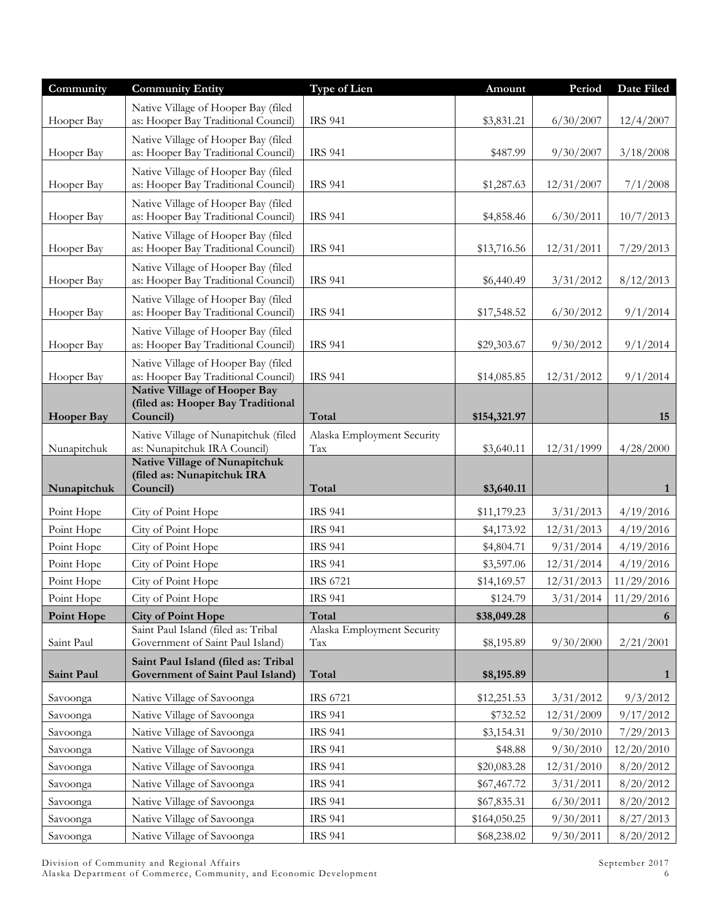| Community | Community Entity | Type of Lien | Amount | Period | Date Filed |
|---|---|---|---|---|---|
| Hooper Bay | Native Village of Hooper Bay (filed as: Hooper Bay Traditional Council) | IRS 941 | $3,831.21 | 6/30/2007 | 12/4/2007 |
| Hooper Bay | Native Village of Hooper Bay (filed as: Hooper Bay Traditional Council) | IRS 941 | $487.99 | 9/30/2007 | 3/18/2008 |
| Hooper Bay | Native Village of Hooper Bay (filed as: Hooper Bay Traditional Council) | IRS 941 | $1,287.63 | 12/31/2007 | 7/1/2008 |
| Hooper Bay | Native Village of Hooper Bay (filed as: Hooper Bay Traditional Council) | IRS 941 | $4,858.46 | 6/30/2011 | 10/7/2013 |
| Hooper Bay | Native Village of Hooper Bay (filed as: Hooper Bay Traditional Council) | IRS 941 | $13,716.56 | 12/31/2011 | 7/29/2013 |
| Hooper Bay | Native Village of Hooper Bay (filed as: Hooper Bay Traditional Council) | IRS 941 | $6,440.49 | 3/31/2012 | 8/12/2013 |
| Hooper Bay | Native Village of Hooper Bay (filed as: Hooper Bay Traditional Council) | IRS 941 | $17,548.52 | 6/30/2012 | 9/1/2014 |
| Hooper Bay | Native Village of Hooper Bay (filed as: Hooper Bay Traditional Council) | IRS 941 | $29,303.67 | 9/30/2012 | 9/1/2014 |
| Hooper Bay | Native Village of Hooper Bay (filed as: Hooper Bay Traditional Council) | IRS 941 | $14,085.85 | 12/31/2012 | 9/1/2014 |
| **Hooper Bay** | **Native Village of Hooper Bay (filed as: Hooper Bay Traditional Council)** | **Total** | **$154,321.97** | | **15** |
| Nunapitchuk | Native Village of Nunapitchuk (filed as: Nunapitchuk IRA Council) | Alaska Employment Security Tax | $3,640.11 | 12/31/1999 | 4/28/2000 |
| **Nunapitchuk** | **Native Village of Nunapitchuk (filed as: Nunapitchuk IRA Council)** | **Total** | **$3,640.11** | | **1** |
| Point Hope | City of Point Hope | IRS 941 | $11,179.23 | 3/31/2013 | 4/19/2016 |
| Point Hope | City of Point Hope | IRS 941 | $4,173.92 | 12/31/2013 | 4/19/2016 |
| Point Hope | City of Point Hope | IRS 941 | $4,804.71 | 9/31/2014 | 4/19/2016 |
| Point Hope | City of Point Hope | IRS 941 | $3,597.06 | 12/31/2014 | 4/19/2016 |
| Point Hope | City of Point Hope | IRS 6721 | $14,169.57 | 12/31/2013 | 11/29/2016 |
| Point Hope | City of Point Hope | IRS 941 | $124.79 | 3/31/2014 | 11/29/2016 |
| **Point Hope** | **City of Point Hope** | **Total** | **$38,049.28** | | **6** |
| Saint Paul | Saint Paul Island (filed as: Tribal Government of Saint Paul Island) | Alaska Employment Security Tax | $8,195.89 | 9/30/2000 | 2/21/2001 |
| **Saint Paul** | **Saint Paul Island (filed as: Tribal Government of Saint Paul Island)** | **Total** | **$8,195.89** | | **1** |
| Savoonga | Native Village of Savoonga | IRS 6721 | $12,251.53 | 3/31/2012 | 9/3/2012 |
| Savoonga | Native Village of Savoonga | IRS 941 | $732.52 | 12/31/2009 | 9/17/2012 |
| Savoonga | Native Village of Savoonga | IRS 941 | $3,154.31 | 9/30/2010 | 7/29/2013 |
| Savoonga | Native Village of Savoonga | IRS 941 | $48.88 | 9/30/2010 | 12/20/2010 |
| Savoonga | Native Village of Savoonga | IRS 941 | $20,083.28 | 12/31/2010 | 8/20/2012 |
| Savoonga | Native Village of Savoonga | IRS 941 | $67,467.72 | 3/31/2011 | 8/20/2012 |
| Savoonga | Native Village of Savoonga | IRS 941 | $67,835.31 | 6/30/2011 | 8/20/2012 |
| Savoonga | Native Village of Savoonga | IRS 941 | $164,050.25 | 9/30/2011 | 8/27/2013 |
| Savoonga | Native Village of Savoonga | IRS 941 | $68,238.02 | 9/30/2011 | 8/20/2012 |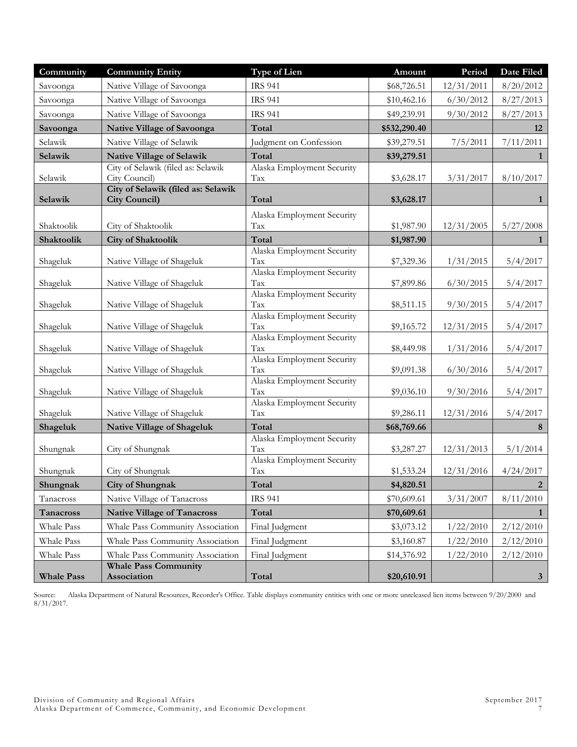| Community | Community Entity | Type of Lien | Amount | Period | Date Filed |
|---|---|---|---|---|---|
| Savoonga | Native Village of Savoonga | IRS 941 | $68,726.51 | 12/31/2011 | 8/20/2012 |
| Savoonga | Native Village of Savoonga | IRS 941 | $10,462.16 | 6/30/2012 | 8/27/2013 |
| Savoonga | Native Village of Savoonga | IRS 941 | $49,239.91 | 9/30/2012 | 8/27/2013 |
| **Savoonga** | **Native Village of Savoonga** | **Total** | **$532,290.40** | | **12** |
| Selawik | Native Village of Selawik | Judgment on Confession | $39,279.51 | 7/5/2011 | 7/11/2011 |
| **Selawik** | **Native Village of Selawik** | **Total** | **$39,279.51** | | **1** |
| Selawik | City of Selawik (filed as: Selawik City Council) | Alaska Employment Security Tax | $3,628.17 | 3/31/2017 | 8/10/2017 |
| **Selawik** | **City of Selawik (filed as: Selawik City Council)** | **Total** | **$3,628.17** | | **1** |
| Shaktoolik | City of Shaktoolik | Alaska Employment Security Tax | $1,987.90 | 12/31/2005 | 5/27/2008 |
| **Shaktoolik** | **City of Shaktoolik** | **Total** | **$1,987.90** | | **1** |
| Shageluk | Native Village of Shageluk | Alaska Employment Security Tax | $7,329.36 | 1/31/2015 | 5/4/2017 |
| Shageluk | Native Village of Shageluk | Alaska Employment Security Tax | $7,899.86 | 6/30/2015 | 5/4/2017 |
| Shageluk | Native Village of Shageluk | Alaska Employment Security Tax | $8,511.15 | 9/30/2015 | 5/4/2017 |
| Shageluk | Native Village of Shageluk | Alaska Employment Security Tax | $9,165.72 | 12/31/2015 | 5/4/2017 |
| Shageluk | Native Village of Shageluk | Alaska Employment Security Tax | $8,449.98 | 1/31/2016 | 5/4/2017 |
| Shageluk | Native Village of Shageluk | Alaska Employment Security Tax | $9,091.38 | 6/30/2016 | 5/4/2017 |
| Shageluk | Native Village of Shageluk | Alaska Employment Security Tax | $9,036.10 | 9/30/2016 | 5/4/2017 |
| Shageluk | Native Village of Shageluk | Alaska Employment Security Tax | $9,286.11 | 12/31/2016 | 5/4/2017 |
| **Shageluk** | **Native Village of Shageluk** | **Total** | **$68,769.66** | | **8** |
| Shungnak | City of Shungnak | Alaska Employment Security Tax | $3,287.27 | 12/31/2013 | 5/1/2014 |
| Shungnak | City of Shungnak | Alaska Employment Security Tax | $1,533.24 | 12/31/2016 | 4/24/2017 |
| **Shungnak** | **City of Shungnak** | **Total** | **$4,820.51** | | **2** |
| Tanacross | Native Village of Tanacross | IRS 941 | $70,609.61 | 3/31/2007 | 8/11/2010 |
| **Tanacross** | **Native Village of Tanacross** | **Total** | **$70,609.61** | | **1** |
| Whale Pass | Whale Pass Community Association | Final Judgment | $3,073.12 | 1/22/2010 | 2/12/2010 |
| Whale Pass | Whale Pass Community Association | Final Judgment | $3,160.87 | 1/22/2010 | 2/12/2010 |
| Whale Pass | Whale Pass Community Association | Final Judgment | $14,376.92 | 1/22/2010 | 2/12/2010 |
| **Whale Pass** | **Whale Pass Community Association** | **Total** | **$20,610.91** | | **3** |

Source: Alaska Department of Natural Resources, Recorder's Office. Table displays community entities with one or more unreleased lien items between 9/20/2000 and 8/31/2017.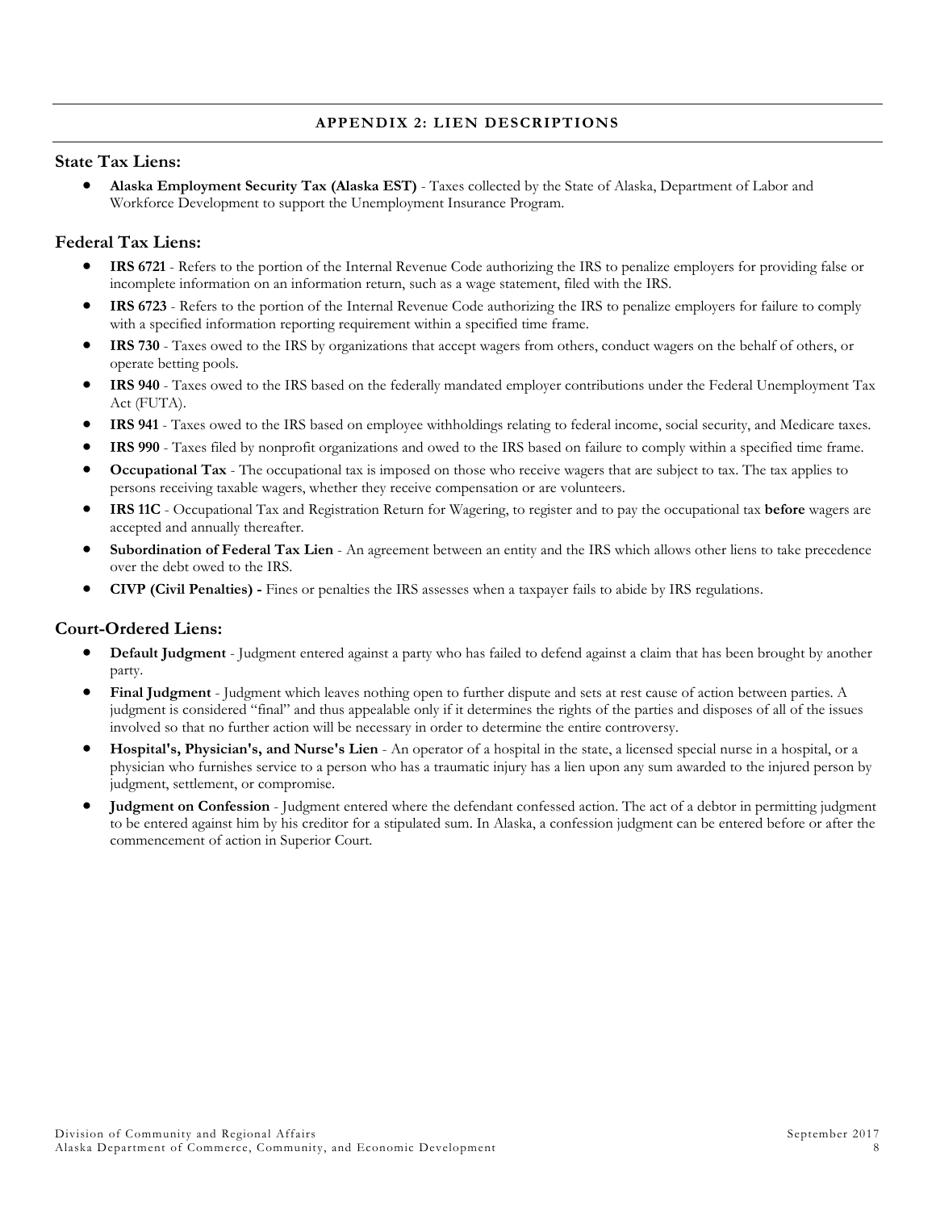## APPENDIX 2: LIEN DESCRIPTIONS

### State Tax Liens:

- **Alaska Employment Security Tax (Alaska EST)** - Taxes collected by the State of Alaska, Department of Labor and Workforce Development to support the Unemployment Insurance Program.

### Federal Tax Liens:

- **IRS 6721** - Refers to the portion of the Internal Revenue Code authorizing the IRS to penalize employers for providing false or incomplete information on an information return, such as a wage statement, filed with the IRS.
- **IRS 6723** - Refers to the portion of the Internal Revenue Code authorizing the IRS to penalize employers for failure to comply with a specified information reporting requirement within a specified time frame.
- **IRS 730** - Taxes owed to the IRS by organizations that accept wagers from others, conduct wagers on the behalf of others, or operate betting pools.
- **IRS 940** - Taxes owed to the IRS based on the federally mandated employer contributions under the Federal Unemployment Tax Act (FUTA).
- **IRS 941** - Taxes owed to the IRS based on employee withholdings relating to federal income, social security, and Medicare taxes.
- **IRS 990** - Taxes filed by nonprofit organizations and owed to the IRS based on failure to comply within a specified time frame.
- **Occupational Tax** - The occupational tax is imposed on those who receive wagers that are subject to tax. The tax applies to persons receiving taxable wagers, whether they receive compensation or are volunteers.
- **IRS 11C** - Occupational Tax and Registration Return for Wagering, to register and to pay the occupational tax **before** wagers are accepted and annually thereafter.
- **Subordination of Federal Tax Lien** - An agreement between an entity and the IRS which allows other liens to take precedence over the debt owed to the IRS.
- **CIVP (Civil Penalties) -** Fines or penalties the IRS assesses when a taxpayer fails to abide by IRS regulations.

### Court-Ordered Liens:

- **Default Judgment** - Judgment entered against a party who has failed to defend against a claim that has been brought by another party.
- **Final Judgment** - Judgment which leaves nothing open to further dispute and sets at rest cause of action between parties. A judgment is considered "final" and thus appealable only if it determines the rights of the parties and disposes of all of the issues involved so that no further action will be necessary in order to determine the entire controversy.
- **Hospital's, Physician's, and Nurse's Lien** - An operator of a hospital in the state, a licensed special nurse in a hospital, or a physician who furnishes service to a person who has a traumatic injury has a lien upon any sum awarded to the injured person by judgment, settlement, or compromise.
- **Judgment on Confession** - Judgment entered where the defendant confessed action. The act of a debtor in permitting judgment to be entered against him by his creditor for a stipulated sum. In Alaska, a confession judgment can be entered before or after the commencement of action in Superior Court.